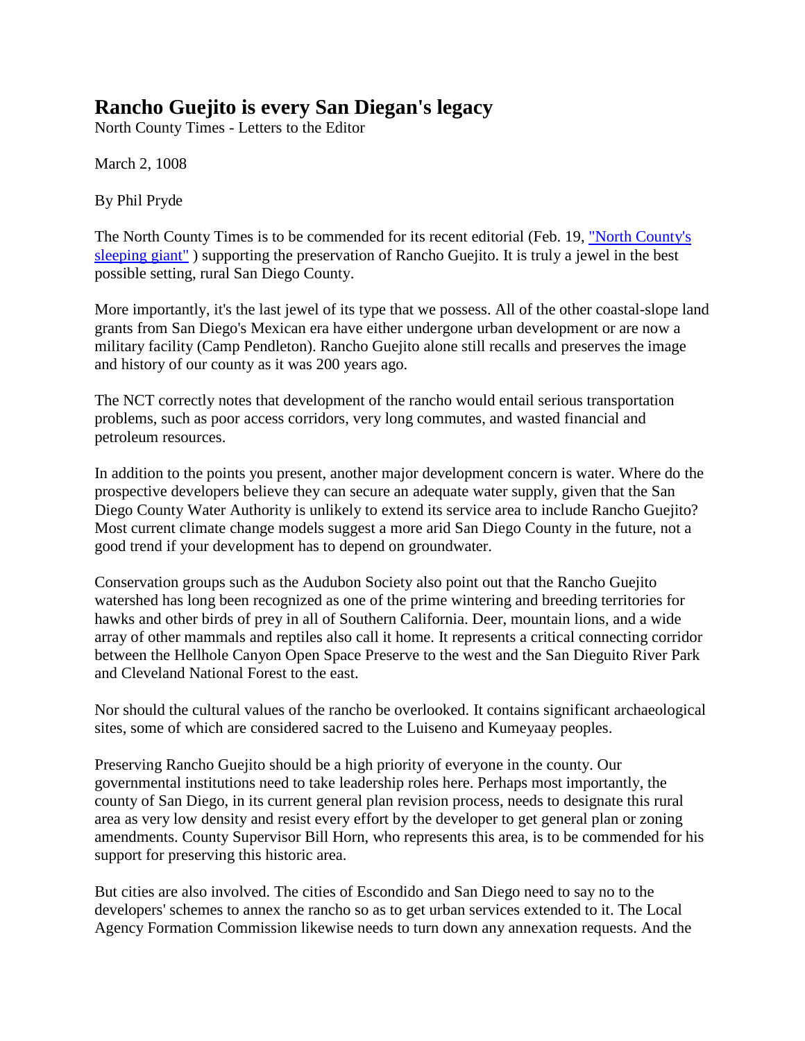# Rancho Guejito is every San Diegan's legacy

North County Times - Letters to the Editor

March 2, 1008

By Phil Pryde

The North County Times is to be commended for its recent editorial (Feb. 19, "North County's sleeping giant" ) supporting the preservation of Rancho Guejito. It is truly a jewel in the best possible setting, rural San Diego County.

More importantly, it's the last jewel of its type that we possess. All of the other coastal-slope land grants from San Diego's Mexican era have either undergone urban development or are now a military facility (Camp Pendleton). Rancho Guejito alone still recalls and preserves the image and history of our county as it was 200 years ago.

The NCT correctly notes that development of the rancho would entail serious transportation problems, such as poor access corridors, very long commutes, and wasted financial and petroleum resources.

In addition to the points you present, another major development concern is water. Where do the prospective developers believe they can secure an adequate water supply, given that the San Diego County Water Authority is unlikely to extend its service area to include Rancho Guejito? Most current climate change models suggest a more arid San Diego County in the future, not a good trend if your development has to depend on groundwater.

Conservation groups such as the Audubon Society also point out that the Rancho Guejito watershed has long been recognized as one of the prime wintering and breeding territories for hawks and other birds of prey in all of Southern California. Deer, mountain lions, and a wide array of other mammals and reptiles also call it home. It represents a critical connecting corridor between the Hellhole Canyon Open Space Preserve to the west and the San Dieguito River Park and Cleveland National Forest to the east.

Nor should the cultural values of the rancho be overlooked. It contains significant archaeological sites, some of which are considered sacred to the Luiseno and Kumeyaay peoples.

Preserving Rancho Guejito should be a high priority of everyone in the county. Our governmental institutions need to take leadership roles here. Perhaps most importantly, the county of San Diego, in its current general plan revision process, needs to designate this rural area as very low density and resist every effort by the developer to get general plan or zoning amendments. County Supervisor Bill Horn, who represents this area, is to be commended for his support for preserving this historic area.

But cities are also involved. The cities of Escondido and San Diego need to say no to the developers' schemes to annex the rancho so as to get urban services extended to it. The Local Agency Formation Commission likewise needs to turn down any annexation requests. And the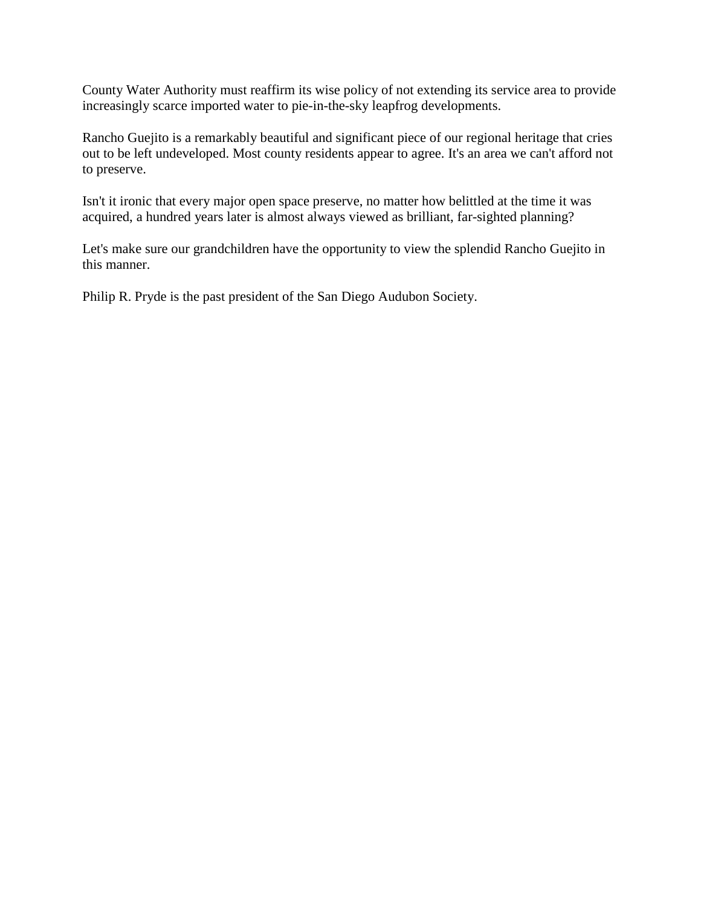County Water Authority must reaffirm its wise policy of not extending its service area to provide increasingly scarce imported water to pie-in-the-sky leapfrog developments.

Rancho Guejito is a remarkably beautiful and significant piece of our regional heritage that cries out to be left undeveloped. Most county residents appear to agree. It's an area we can't afford not to preserve.

Isn't it ironic that every major open space preserve, no matter how belittled at the time it was acquired, a hundred years later is almost always viewed as brilliant, far-sighted planning?

Let's make sure our grandchildren have the opportunity to view the splendid Rancho Guejito in this manner.

Philip R. Pryde is the past president of the San Diego Audubon Society.